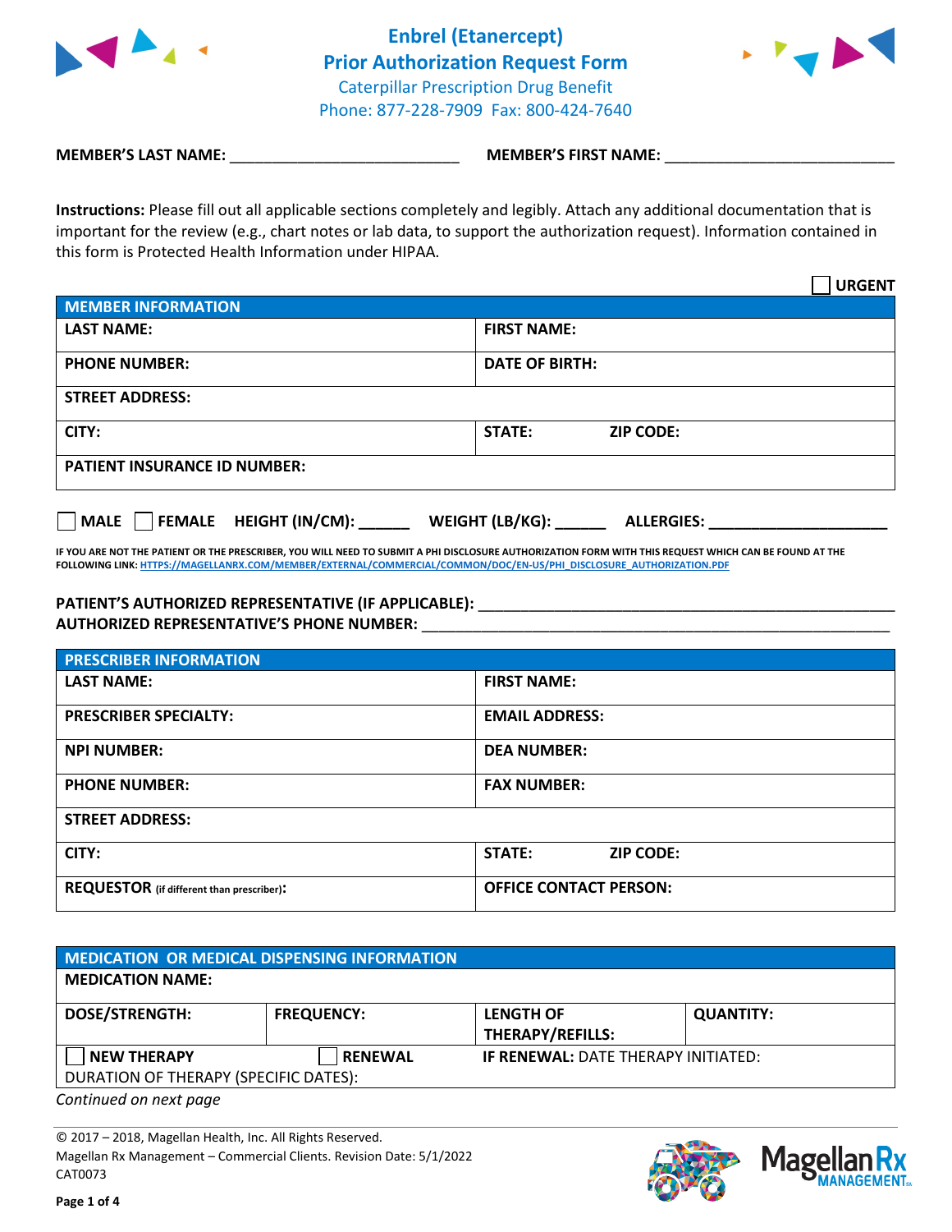# Enbrel (Etanercept) Prior Authorization Request Form

Caterpillar Prescription Drug Benefit
Phone: 877-228-7909 Fax: 800-424-7640

**MEMBER'S LAST NAME:** ___________________________ **MEMBER'S FIRST NAME:** ___________________________

**Instructions:** Please fill out all applicable sections completely and legibly. Attach any additional documentation that is important for the review (e.g., chart notes or lab data, to support the authorization request). Information contained in this form is Protected Health Information under HIPAA.

☐ **URGENT**

| MEMBER INFORMATION | |
|---|---|
| **LAST NAME:** | **FIRST NAME:** |
| **PHONE NUMBER:** | **DATE OF BIRTH:** |
| **STREET ADDRESS:** | |
| **CITY:** | **STATE:** **ZIP CODE:** |
| **PATIENT INSURANCE ID NUMBER:** | |

☐ **MALE** ☐ **FEMALE** **HEIGHT (IN/CM):** ______ **WEIGHT (LB/KG):** ______ **ALLERGIES:** ____________________

IF YOU ARE NOT THE PATIENT OR THE PRESCRIBER, YOU WILL NEED TO SUBMIT A PHI DISCLOSURE AUTHORIZATION FORM WITH THIS REQUEST WHICH CAN BE FOUND AT THE FOLLOWING LINK: HTTPS://MAGELLANRX.COM/MEMBER/EXTERNAL/COMMERCIAL/COMMON/DOC/EN-US/PHI_DISCLOSURE_AUTHORIZATION.PDF

**PATIENT'S AUTHORIZED REPRESENTATIVE (IF APPLICABLE):** ____________________________________________
**AUTHORIZED REPRESENTATIVE'S PHONE NUMBER:** ____________________________________________

| PRESCRIBER INFORMATION | |
|---|---|
| **LAST NAME:** | **FIRST NAME:** |
| **PRESCRIBER SPECIALTY:** | **EMAIL ADDRESS:** |
| **NPI NUMBER:** | **DEA NUMBER:** |
| **PHONE NUMBER:** | **FAX NUMBER:** |
| **STREET ADDRESS:** | |
| **CITY:** | **STATE:** **ZIP CODE:** |
| **REQUESTOR** (if different than prescriber)**:** | **OFFICE CONTACT PERSON:** |

| MEDICATION OR MEDICAL DISPENSING INFORMATION | | | |
|---|---|---|---|
| **MEDICATION NAME:** | | | |
| **DOSE/STRENGTH:** | **FREQUENCY:** | **LENGTH OF THERAPY/REFILLS:** | **QUANTITY:** |
| ☐ **NEW THERAPY** | ☐ **RENEWAL** | **IF RENEWAL:** DATE THERAPY INITIATED: | |
| DURATION OF THERAPY (SPECIFIC DATES): | | | |

*Continued on next page*

© 2017 – 2018, Magellan Health, Inc. All Rights Reserved.
Magellan Rx Management – Commercial Clients. Revision Date: 5/1/2022
CAT0073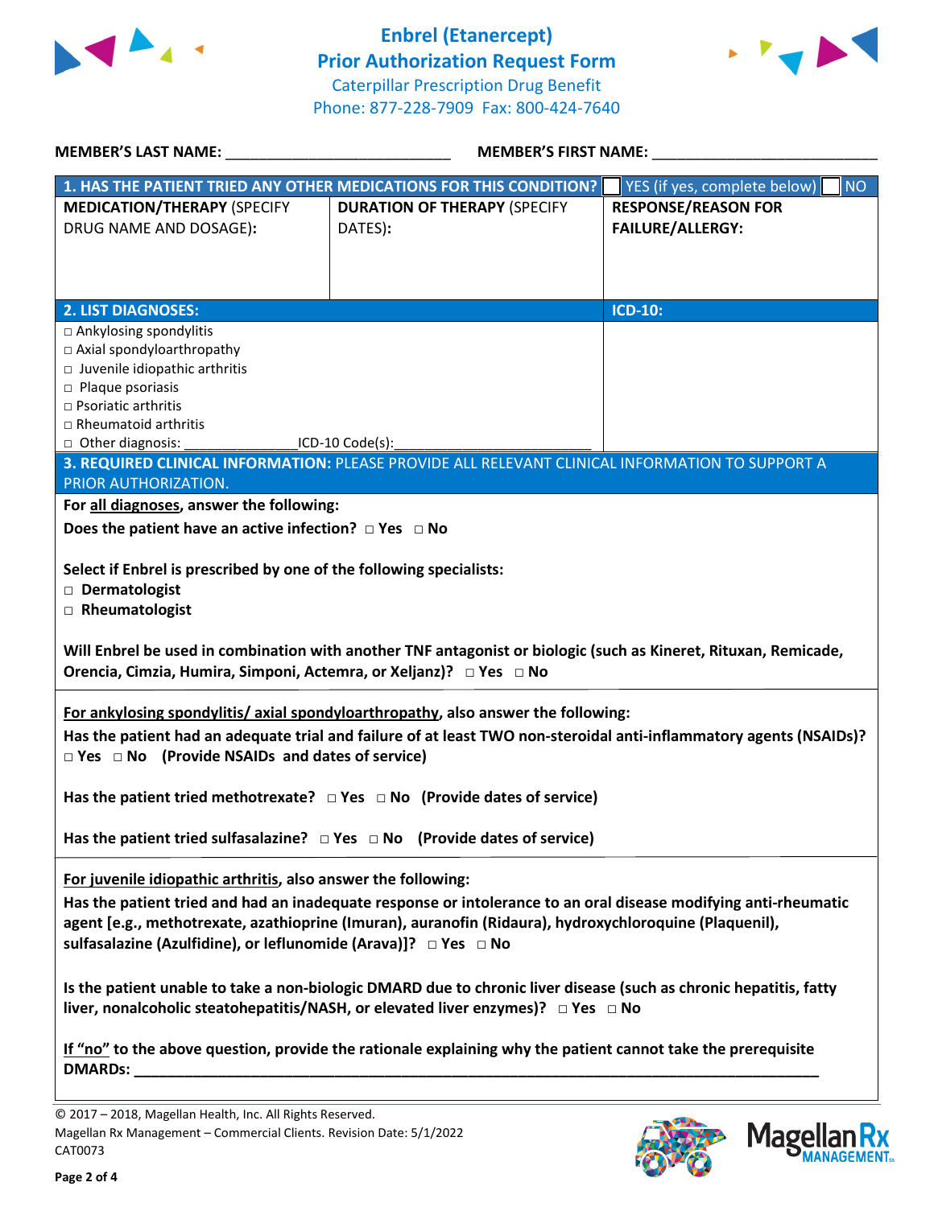# Enbrel (Etanercept) Prior Authorization Request Form

Caterpillar Prescription Drug Benefit
Phone: 877-228-7909 Fax: 800-424-7640

**MEMBER'S LAST NAME:** ___________________________ **MEMBER'S FIRST NAME:** ___________________________

| **1. HAS THE PATIENT TRIED ANY OTHER MEDICATIONS FOR THIS CONDITION?** | | ☐ YES (if yes, complete below) ☐ NO |
|---|---|---|
| **MEDICATION/THERAPY** (SPECIFY DRUG NAME AND DOSAGE): | **DURATION OF THERAPY** (SPECIFY DATES): | **RESPONSE/REASON FOR FAILURE/ALLERGY:** |
| | | |

| **2. LIST DIAGNOSES:** | **ICD-10:** |
|---|---|
| ☐ Ankylosing spondylitis<br>☐ Axial spondyloarthropathy<br>☐ Juvenile idiopathic arthritis<br>☐ Plaque psoriasis<br>☐ Psoriatic arthritis<br>☐ Rheumatoid arthritis<br>☐ Other diagnosis: ______________ICD-10 Code(s):_________________________ | |

**3. REQUIRED CLINICAL INFORMATION:** PLEASE PROVIDE ALL RELEVANT CLINICAL INFORMATION TO SUPPORT A PRIOR AUTHORIZATION.

**For all diagnoses, answer the following:**

**Does the patient have an active infection?** ☐ **Yes** ☐ **No**

**Select if Enbrel is prescribed by one of the following specialists:**
☐ **Dermatologist**
☐ **Rheumatologist**

**Will Enbrel be used in combination with another TNF antagonist or biologic (such as Kineret, Rituxan, Remicade, Orencia, Cimzia, Humira, Simponi, Actemra, or Xeljanz)?** ☐ **Yes** ☐ **No**

**For ankylosing spondylitis/ axial spondyloarthropathy**, also answer the following:

**Has the patient had an adequate trial and failure of at least TWO non-steroidal anti-inflammatory agents (NSAIDs)?** ☐ **Yes** ☐ **No (Provide NSAIDs and dates of service)**

**Has the patient tried methotrexate?** ☐ **Yes** ☐ **No (Provide dates of service)**

**Has the patient tried sulfasalazine?** ☐ **Yes** ☐ **No (Provide dates of service)**

**For juvenile idiopathic arthritis**, also answer the following:

**Has the patient tried and had an inadequate response or intolerance to an oral disease modifying anti-rheumatic agent [e.g., methotrexate, azathioprine (Imuran), auranofin (Ridaura), hydroxychloroquine (Plaquenil), sulfasalazine (Azulfidine), or leflunomide (Arava)]?** ☐ **Yes** ☐ **No**

**Is the patient unable to take a non-biologic DMARD due to chronic liver disease (such as chronic hepatitis, fatty liver, nonalcoholic steatohepatitis/NASH, or elevated liver enzymes)?** ☐ **Yes** ☐ **No**

**If "no" to the above question, provide the rationale explaining why the patient cannot take the prerequisite DMARDs: ______________________________________________________________________________**

© 2017 – 2018, Magellan Health, Inc. All Rights Reserved.
Magellan Rx Management – Commercial Clients. Revision Date: 5/1/2022
CAT0073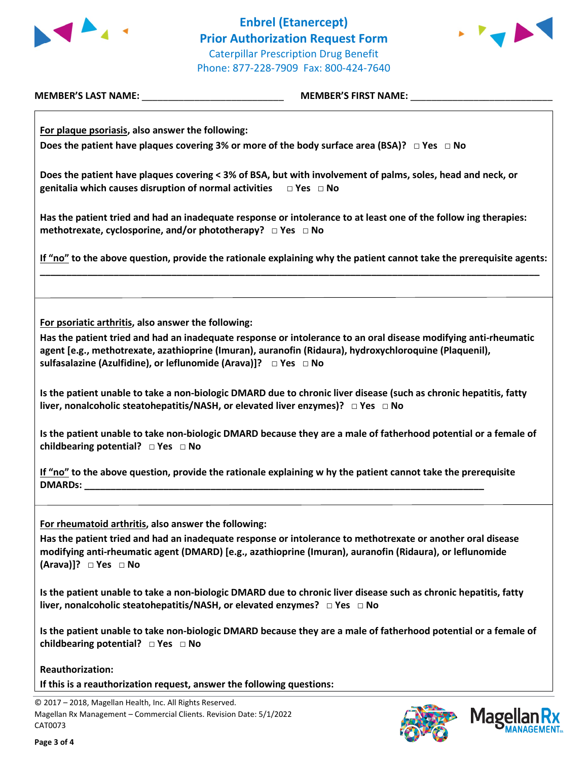# Enbrel (Etanercept)
## Prior Authorization Request Form

Caterpillar Prescription Drug Benefit
Phone: 877-228-7909 Fax: 800-424-7640

**MEMBER'S LAST NAME:** ___________________________ **MEMBER'S FIRST NAME:** ___________________________

**For plaque psoriasis, also answer the following:**

**Does the patient have plaques covering 3% or more of the body surface area (BSA)?** □ Yes □ No

**Does the patient have plaques covering < 3% of BSA, but with involvement of palms, soles, head and neck, or genitalia which causes disruption of normal activities** □ Yes □ No

**Has the patient tried and had an inadequate response or intolerance to at least one of the follow ing therapies: methotrexate, cyclosporine, and/or phototherapy?** □ Yes □ No

**If "no" to the above question, provide the rationale explaining why the patient cannot take the prerequisite agents:**
_____________________________________________________________________________________________

**For psoriatic arthritis, also answer the following:**

**Has the patient tried and had an inadequate response or intolerance to an oral disease modifying anti-rheumatic agent [e.g., methotrexate, azathioprine (Imuran), auranofin (Ridaura), hydroxychloroquine (Plaquenil), sulfasalazine (Azulfidine), or leflunomide (Arava)]?** □ Yes □ No

**Is the patient unable to take a non-biologic DMARD due to chronic liver disease (such as chronic hepatitis, fatty liver, nonalcoholic steatohepatitis/NASH, or elevated liver enzymes)?** □ Yes □ No

**Is the patient unable to take non-biologic DMARD because they are a male of fatherhood potential or a female of childbearing potential?** □ Yes □ No

**If "no" to the above question, provide the rationale explaining w hy the patient cannot take the prerequisite DMARDs:** ___________________________________________________________________________

**For rheumatoid arthritis, also answer the following:**

**Has the patient tried and had an inadequate response or intolerance to methotrexate or another oral disease modifying anti-rheumatic agent (DMARD) [e.g., azathioprine (Imuran), auranofin (Ridaura), or leflunomide (Arava)]?** □ Yes □ No

**Is the patient unable to take a non-biologic DMARD due to chronic liver disease such as chronic hepatitis, fatty liver, nonalcoholic steatohepatitis/NASH, or elevated enzymes?** □ Yes □ No

**Is the patient unable to take non-biologic DMARD because they are a male of fatherhood potential or a female of childbearing potential?** □ Yes □ No

**Reauthorization:**

**If this is a reauthorization request, answer the following questions:**

© 2017 – 2018, Magellan Health, Inc. All Rights Reserved.
Magellan Rx Management – Commercial Clients. Revision Date: 5/1/2022
CAT0073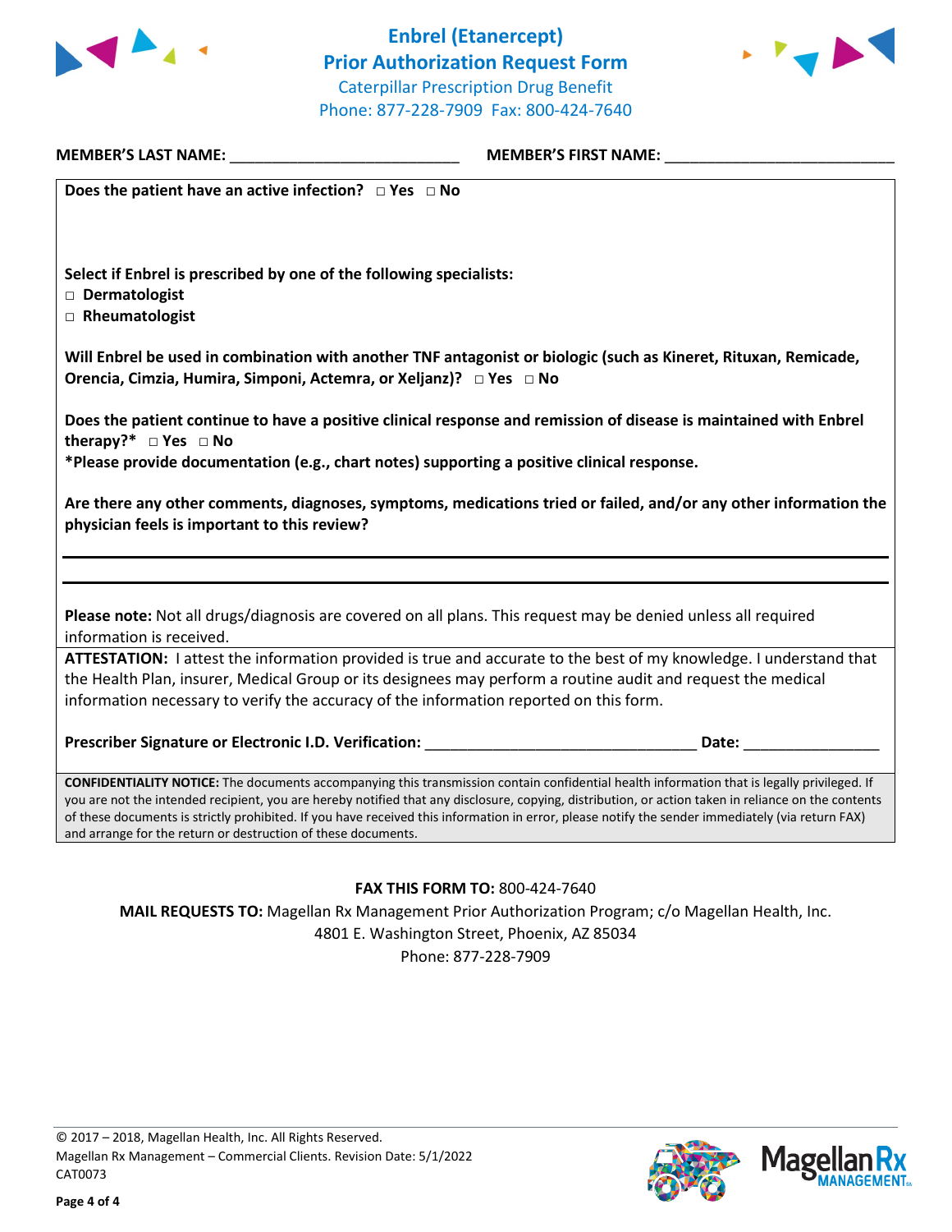# Enbrel (Etanercept)
# Prior Authorization Request Form

Caterpillar Prescription Drug Benefit
Phone: 877-228-7909 Fax: 800-424-7640

**MEMBER'S LAST NAME:** ___________________________ **MEMBER'S FIRST NAME:** ___________________________

**Does the patient have an active infection?** □ **Yes** □ **No**

**Select if Enbrel is prescribed by one of the following specialists:**

□ **Dermatologist**
□ **Rheumatologist**

**Will Enbrel be used in combination with another TNF antagonist or biologic (such as Kineret, Rituxan, Remicade, Orencia, Cimzia, Humira, Simponi, Actemra, or Xeljanz)?** □ **Yes** □ **No**

**Does the patient continue to have a positive clinical response and remission of disease is maintained with Enbrel therapy?*** □ **Yes** □ **No**
***Please provide documentation (e.g., chart notes) supporting a positive clinical response.**

**Are there any other comments, diagnoses, symptoms, medications tried or failed, and/or any other information the physician feels is important to this review?**

---

---

**Please note:** Not all drugs/diagnosis are covered on all plans. This request may be denied unless all required information is received.

**ATTESTATION:** I attest the information provided is true and accurate to the best of my knowledge. I understand that the Health Plan, insurer, Medical Group or its designees may perform a routine audit and request the medical information necessary to verify the accuracy of the information reported on this form.

**Prescriber Signature or Electronic I.D. Verification:** _______________________________ **Date:** ________________

**CONFIDENTIALITY NOTICE:** The documents accompanying this transmission contain confidential health information that is legally privileged. If you are not the intended recipient, you are hereby notified that any disclosure, copying, distribution, or action taken in reliance on the contents of these documents is strictly prohibited. If you have received this information in error, please notify the sender immediately (via return FAX) and arrange for the return or destruction of these documents.

**FAX THIS FORM TO:** 800-424-7640
**MAIL REQUESTS TO:** Magellan Rx Management Prior Authorization Program; c/o Magellan Health, Inc.
4801 E. Washington Street, Phoenix, AZ 85034
Phone: 877-228-7909

© 2017 – 2018, Magellan Health, Inc. All Rights Reserved.
Magellan Rx Management – Commercial Clients. Revision Date: 5/1/2022
CAT0073